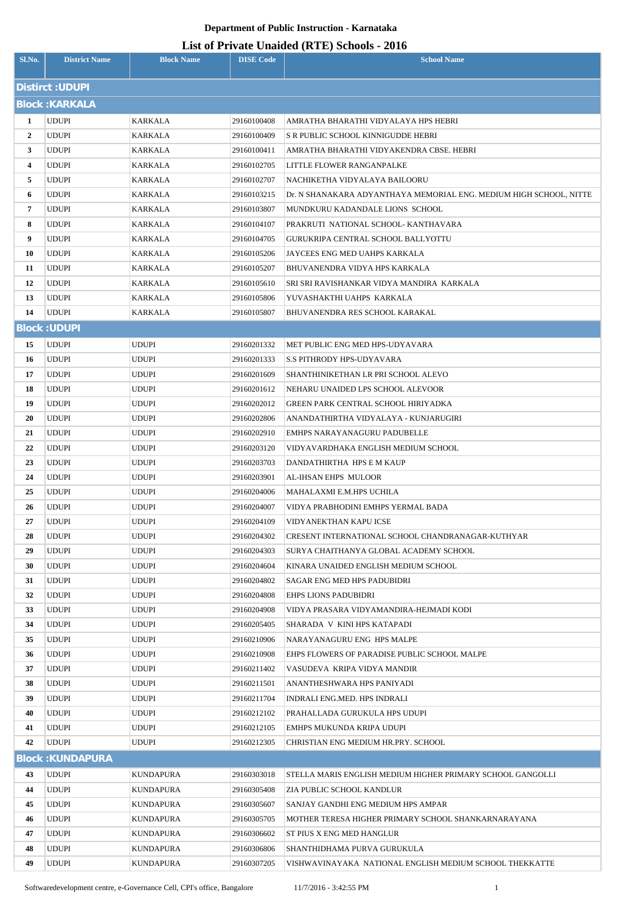**Department of Public Instruction - Karnataka**

# List of Private Unaided (RTE) Schools - 2016

| Sl.No. | District Name | Block Name | DISE Code | School Name |
|---|---|---|---|---|
| **Distirct :UDUPI** | | | | |
| **Block :KARKALA** | | | | |
| 1 | UDUPI | KARKALA | 29160100408 | AMRATHA BHARATHI VIDYALAYA HPS HEBRI |
| 2 | UDUPI | KARKALA | 29160100409 | S R PUBLIC SCHOOL KINNIGUDDE HEBRI |
| 3 | UDUPI | KARKALA | 29160100411 | AMRATHA BHARATHI VIDYAKENDRA CBSE. HEBRI |
| 4 | UDUPI | KARKALA | 29160102705 | LITTLE FLOWER RANGANPALKE |
| 5 | UDUPI | KARKALA | 29160102707 | NACHIKETHA VIDYALAYA BAILOORU |
| 6 | UDUPI | KARKALA | 29160103215 | Dr. N SHANAKARA ADYANTHAYA MEMORIAL ENG. MEDIUM HIGH SCHOOL, NITTE |
| 7 | UDUPI | KARKALA | 29160103807 | MUNDKURU KADANDALE LIONS SCHOOL |
| 8 | UDUPI | KARKALA | 29160104107 | PRAKRUTI NATIONAL SCHOOL- KANTHAVARA |
| 9 | UDUPI | KARKALA | 29160104705 | GURUKRIPA CENTRAL SCHOOL BALLYOTTU |
| 10 | UDUPI | KARKALA | 29160105206 | JAYCEES ENG MED UAHPS KARKALA |
| 11 | UDUPI | KARKALA | 29160105207 | BHUVANENDRA VIDYA HPS KARKALA |
| 12 | UDUPI | KARKALA | 29160105610 | SRI SRI RAVISHANKAR VIDYA MANDIRA KARKALA |
| 13 | UDUPI | KARKALA | 29160105806 | YUVASHAKTHI UAHPS KARKALA |
| 14 | UDUPI | KARKALA | 29160105807 | BHUVANENDRA RES SCHOOL KARAKAL |
| **Block :UDUPI** | | | | |
| 15 | UDUPI | UDUPI | 29160201332 | MET PUBLIC ENG MED HPS-UDYAVARA |
| 16 | UDUPI | UDUPI | 29160201333 | S.S PITHRODY HPS-UDYAVARA |
| 17 | UDUPI | UDUPI | 29160201609 | SHANTHINIKETHAN LR PRI SCHOOL ALEVO |
| 18 | UDUPI | UDUPI | 29160201612 | NEHARU UNAIDED LPS SCHOOL ALEVOOR |
| 19 | UDUPI | UDUPI | 29160202012 | GREEN PARK CENTRAL SCHOOL HIRIYADKA |
| 20 | UDUPI | UDUPI | 29160202806 | ANANDATHIRTHA VIDYALAYA - KUNJARUGIRI |
| 21 | UDUPI | UDUPI | 29160202910 | EMHPS NARAYANAGURU PADUBELLE |
| 22 | UDUPI | UDUPI | 29160203120 | VIDYAVARDHAKA ENGLISH MEDIUM SCHOOL |
| 23 | UDUPI | UDUPI | 29160203703 | DANDATHIRTHA HPS E M KAUP |
| 24 | UDUPI | UDUPI | 29160203901 | AL-IHSAN EHPS MULOOR |
| 25 | UDUPI | UDUPI | 29160204006 | MAHALAXMI E.M.HPS UCHILA |
| 26 | UDUPI | UDUPI | 29160204007 | VIDYA PRABHODINI EMHPS YERMAL BADA |
| 27 | UDUPI | UDUPI | 29160204109 | VIDYANEKTHAN KAPU ICSE |
| 28 | UDUPI | UDUPI | 29160204302 | CRESENT INTERNATIONAL SCHOOL CHANDRANAGAR-KUTHYAR |
| 29 | UDUPI | UDUPI | 29160204303 | SURYA CHAITHANYA GLOBAL ACADEMY SCHOOL |
| 30 | UDUPI | UDUPI | 29160204604 | KINARA UNAIDED ENGLISH MEDIUM SCHOOL |
| 31 | UDUPI | UDUPI | 29160204802 | SAGAR ENG MED HPS PADUBIDRI |
| 32 | UDUPI | UDUPI | 29160204808 | EHPS LIONS PADUBIDRI |
| 33 | UDUPI | UDUPI | 29160204908 | VIDYA PRASARA VIDYAMANDIRA-HEJMADI KODI |
| 34 | UDUPI | UDUPI | 29160205405 | SHARADA V KINI HPS KATAPADI |
| 35 | UDUPI | UDUPI | 29160210906 | NARAYANAGURU ENG HPS MALPE |
| 36 | UDUPI | UDUPI | 29160210908 | EHPS FLOWERS OF PARADISE PUBLIC SCHOOL MALPE |
| 37 | UDUPI | UDUPI | 29160211402 | VASUDEVA KRIPA VIDYA MANDIR |
| 38 | UDUPI | UDUPI | 29160211501 | ANANTHESHWARA HPS PANIYADI |
| 39 | UDUPI | UDUPI | 29160211704 | INDRALI ENG.MED. HPS INDRALI |
| 40 | UDUPI | UDUPI | 29160212102 | PRAHALLADA GURUKULA HPS UDUPI |
| 41 | UDUPI | UDUPI | 29160212105 | EMHPS MUKUNDA KRIPA UDUPI |
| 42 | UDUPI | UDUPI | 29160212305 | CHRISTIAN ENG MEDIUM HR.PRY. SCHOOL |
| **Block :KUNDAPURA** | | | | |
| 43 | UDUPI | KUNDAPURA | 29160303018 | STELLA MARIS ENGLISH MEDIUM HIGHER PRIMARY SCHOOL GANGOLLI |
| 44 | UDUPI | KUNDAPURA | 29160305408 | ZIA PUBLIC SCHOOL KANDLUR |
| 45 | UDUPI | KUNDAPURA | 29160305607 | SANJAY GANDHI ENG MEDIUM HPS AMPAR |
| 46 | UDUPI | KUNDAPURA | 29160305705 | MOTHER TERESA HIGHER PRIMARY SCHOOL SHANKARNARAYANA |
| 47 | UDUPI | KUNDAPURA | 29160306602 | ST PIUS X ENG MED HANGLUR |
| 48 | UDUPI | KUNDAPURA | 29160306806 | SHANTHIDHAMA PURVA GURUKULA |
| 49 | UDUPI | KUNDAPURA | 29160307205 | VISHWAVINAYAKA NATIONAL ENGLISH MEDIUM SCHOOL THEKKATTE |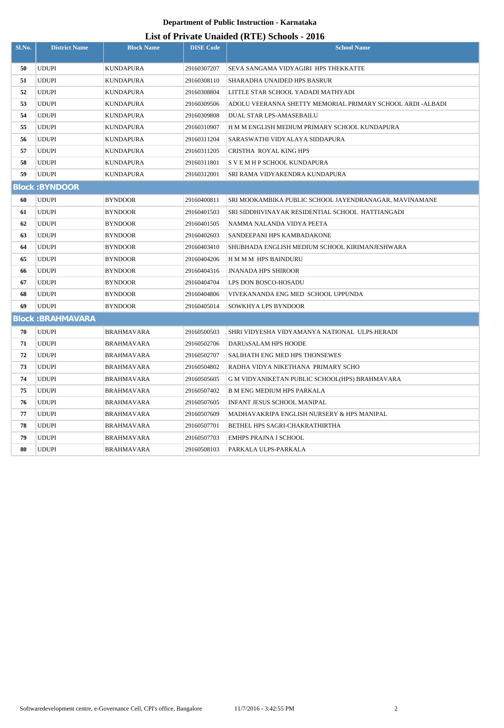**Department of Public Instruction - Karnataka**

**List of Private Unaided (RTE) Schools - 2016**

| Sl.No. | District Name | Block Name | DISE Code | School Name |
|---|---|---|---|---|
| 50 | UDUPI | KUNDAPURA | 29160307207 | SEVA SANGAMA VIDYAGIRI HPS THEKKATTE |
| 51 | UDUPI | KUNDAPURA | 29160308110 | SHARADHA UNAIDED HPS BASRUR |
| 52 | UDUPI | KUNDAPURA | 29160308804 | LITTLE STAR SCHOOL YADADI MATHYADI |
| 53 | UDUPI | KUNDAPURA | 29160309506 | ADOLU VEERANNA SHETTY MEMORIAL PRIMARY SCHOOL ARDI -ALBADI |
| 54 | UDUPI | KUNDAPURA | 29160309808 | DUAL STAR LPS-AMASEBAILU |
| 55 | UDUPI | KUNDAPURA | 29160310907 | H M M ENGLISH MEDIUM PRIMARY SCHOOL KUNDAPURA |
| 56 | UDUPI | KUNDAPURA | 29160311204 | SARASWATHI VIDYALAYA SIDDAPURA |
| 57 | UDUPI | KUNDAPURA | 29160311205 | CRISTHA ROYAL KING HPS |
| 58 | UDUPI | KUNDAPURA | 29160311801 | S V E M H P SCHOOL KUNDAPURA |
| 59 | UDUPI | KUNDAPURA | 29160312001 | SRI RAMA VIDYAKENDRA KUNDAPURA |
| **Block :BYNDOOR** | | | | |
| 60 | UDUPI | BYNDOOR | 29160400811 | SRI MOOKAMBIKA PUBLIC SCHOOL JAYENDRANAGAR, MAVINAMANE |
| 61 | UDUPI | BYNDOOR | 29160401503 | SRI SIDDHIVINAYAK RESIDENTIAL SCHOOL HATTIANGADI |
| 62 | UDUPI | BYNDOOR | 29160401505 | NAMMA NALANDA VIDYA PEETA |
| 63 | UDUPI | BYNDOOR | 29160402603 | SANDEEPANI HPS KAMBADAKONE |
| 64 | UDUPI | BYNDOOR | 29160403410 | SHUBHADA ENGLISH MEDIUM SCHOOL KIRIMANJESHWARA |
| 65 | UDUPI | BYNDOOR | 29160404206 | H M M M HPS BAINDURU |
| 66 | UDUPI | BYNDOOR | 29160404316 | JNANADA HPS SHIROOR |
| 67 | UDUPI | BYNDOOR | 29160404704 | LPS DON BOSCO-HOSADU |
| 68 | UDUPI | BYNDOOR | 29160404806 | VIVEKANANDA ENG MED SCHOOL UPPUNDA |
| 69 | UDUPI | BYNDOOR | 29160405014 | SOWKHYA LPS BYNDOOR |
| **Block :BRAHMAVARA** | | | | |
| 70 | UDUPI | BRAHMAVARA | 29160500503 | SHRI VIDYESHA VIDYAMANYA NATIONAL ULPS HERADI |
| 71 | UDUPI | BRAHMAVARA | 29160502706 | DARUsSALAM HPS HOODE |
| 72 | UDUPI | BRAHMAVARA | 29160502707 | SALIHATH ENG MED HPS THONSEWES |
| 73 | UDUPI | BRAHMAVARA | 29160504802 | RADHA VIDYA NIKETHANA PRIMARY SCHO |
| 74 | UDUPI | BRAHMAVARA | 29160505605 | G M VIDYANIKETAN PUBLIC SCHOOL(HPS) BRAHMAVARA |
| 75 | UDUPI | BRAHMAVARA | 29160507402 | B M ENG MEDIUM HPS PARKALA |
| 76 | UDUPI | BRAHMAVARA | 29160507605 | INFANT JESUS SCHOOL MANIPAL |
| 77 | UDUPI | BRAHMAVARA | 29160507609 | MADHAVAKRIPA ENGLISH NURSERY & HPS MANIPAL |
| 78 | UDUPI | BRAHMAVARA | 29160507701 | BETHEL HPS SAGRI-CHAKRATHIRTHA |
| 79 | UDUPI | BRAHMAVARA | 29160507703 | EMHPS PRAJNA I SCHOOL |
| 80 | UDUPI | BRAHMAVARA | 29160508103 | PARKALA ULPS-PARKALA |

Softwaredevelopment centre, e-Governance Cell, CPI's office, Bangalore    11/7/2016 - 3:42:55 PM